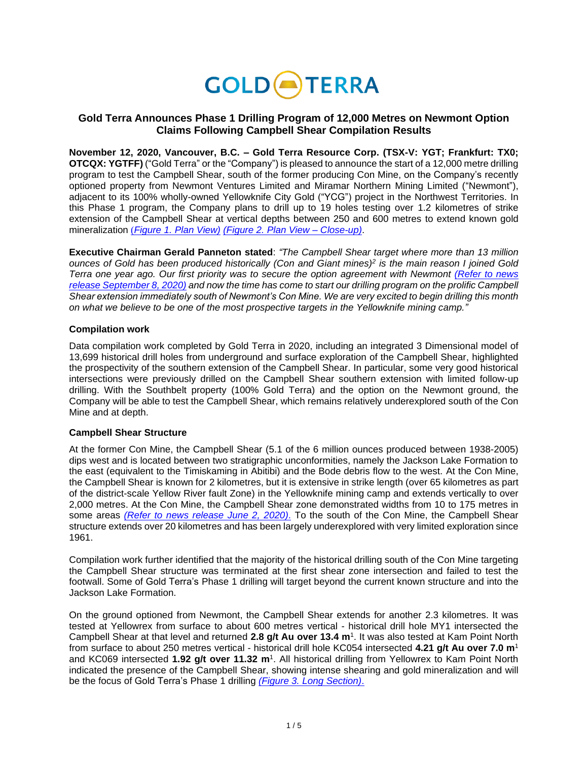GOLD TERRA

## Gold Terra Announces Phase 1 Drilling Program of 12,000 Metres on Newmont Option Claims Following Campbell Shear Compilation Results

**November 12, 2020, Vancouver, B.C. – Gold Terra Resource Corp. (TSX-V: YGT; Frankfurt: TX0; OTCQX: YGTFF)** ("Gold Terra" or the "Company") is pleased to announce the start of a 12,000 metre drilling program to test the Campbell Shear, south of the former producing Con Mine, on the Company's recently optioned property from Newmont Ventures Limited and Miramar Northern Mining Limited ("Newmont"), adjacent to its 100% wholly-owned Yellowknife City Gold ("YCG") project in the Northwest Territories. In this Phase 1 program, the Company plans to drill up to 19 holes testing over 1.2 kilometres of strike extension of the Campbell Shear at vertical depths between 250 and 600 metres to extend known gold mineralization *(Figure 1. Plan View)* *(Figure 2. Plan View – Close-up)*.

**Executive Chairman Gerald Panneton stated**: *"The Campbell Shear target where more than 13 million ounces of Gold has been produced historically (Con and Giant mines)[2] is the main reason I joined Gold Terra one year ago. Our first priority was to secure the option agreement with Newmont (Refer to news release September 8, 2020) and now the time has come to start our drilling program on the prolific Campbell Shear extension immediately south of Newmont's Con Mine. We are very excited to begin drilling this month on what we believe to be one of the most prospective targets in the Yellowknife mining camp."*

### Compilation work

Data compilation work completed by Gold Terra in 2020, including an integrated 3 Dimensional model of 13,699 historical drill holes from underground and surface exploration of the Campbell Shear, highlighted the prospectivity of the southern extension of the Campbell Shear. In particular, some very good historical intersections were previously drilled on the Campbell Shear southern extension with limited follow-up drilling. With the Southbelt property (100% Gold Terra) and the option on the Newmont ground, the Company will be able to test the Campbell Shear, which remains relatively underexplored south of the Con Mine and at depth.

### Campbell Shear Structure

At the former Con Mine, the Campbell Shear (5.1 of the 6 million ounces produced between 1938-2005) dips west and is located between two stratigraphic unconformities, namely the Jackson Lake Formation to the east (equivalent to the Timiskaming in Abitibi) and the Bode debris flow to the west. At the Con Mine, the Campbell Shear is known for 2 kilometres, but it is extensive in strike length (over 65 kilometres as part of the district-scale Yellow River fault Zone) in the Yellowknife mining camp and extends vertically to over 2,000 metres. At the Con Mine, the Campbell Shear zone demonstrated widths from 10 to 175 metres in some areas *(Refer to news release June 2, 2020)*. To the south of the Con Mine, the Campbell Shear structure extends over 20 kilometres and has been largely underexplored with very limited exploration since 1961.

Compilation work further identified that the majority of the historical drilling south of the Con Mine targeting the Campbell Shear structure was terminated at the first shear zone intersection and failed to test the footwall. Some of Gold Terra's Phase 1 drilling will target beyond the current known structure and into the Jackson Lake Formation.

On the ground optioned from Newmont, the Campbell Shear extends for another 2.3 kilometres. It was tested at Yellowrex from surface to about 600 metres vertical - historical drill hole MY1 intersected the Campbell Shear at that level and returned **2.8 g/t Au over 13.4 m**[1]. It was also tested at Kam Point North from surface to about 250 metres vertical - historical drill hole KC054 intersected **4.21 g/t Au over 7.0 m**[1] and KC069 intersected **1.92 g/t over 11.32 m**[1]. All historical drilling from Yellowrex to Kam Point North indicated the presence of the Campbell Shear, showing intense shearing and gold mineralization and will be the focus of Gold Terra's Phase 1 drilling *(Figure 3. Long Section)*.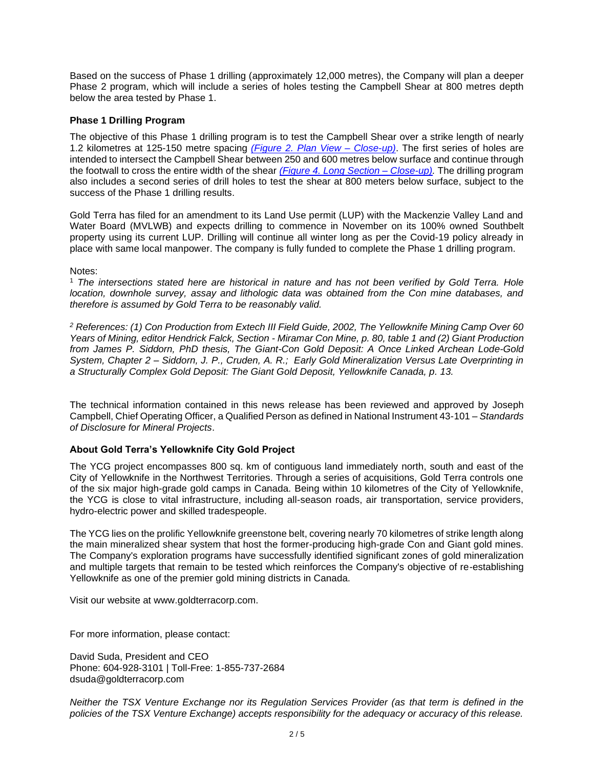Based on the success of Phase 1 drilling (approximately 12,000 metres), the Company will plan a deeper Phase 2 program, which will include a series of holes testing the Campbell Shear at 800 metres depth below the area tested by Phase 1.

**Phase 1 Drilling Program**

The objective of this Phase 1 drilling program is to test the Campbell Shear over a strike length of nearly 1.2 kilometres at 125-150 metre spacing *(Figure 2. Plan View – Close-up)*. The first series of holes are intended to intersect the Campbell Shear between 250 and 600 metres below surface and continue through the footwall to cross the entire width of the shear *(Figure 4. Long Section – Close-up).* The drilling program also includes a second series of drill holes to test the shear at 800 meters below surface, subject to the success of the Phase 1 drilling results.

Gold Terra has filed for an amendment to its Land Use permit (LUP) with the Mackenzie Valley Land and Water Board (MVLWB) and expects drilling to commence in November on its 100% owned Southbelt property using its current LUP. Drilling will continue all winter long as per the Covid-19 policy already in place with same local manpower. The company is fully funded to complete the Phase 1 drilling program.

Notes:

[1] *The intersections stated here are historical in nature and has not been verified by Gold Terra. Hole location, downhole survey, assay and lithologic data was obtained from the Con mine databases, and therefore is assumed by Gold Terra to be reasonably valid.*

[2] *References: (1) Con Production from Extech III Field Guide, 2002, The Yellowknife Mining Camp Over 60 Years of Mining, editor Hendrick Falck, Section - Miramar Con Mine, p. 80, table 1 and (2) Giant Production from James P. Siddorn, PhD thesis, The Giant-Con Gold Deposit: A Once Linked Archean Lode-Gold System, Chapter 2 – Siddorn, J. P., Cruden, A. R.; Early Gold Mineralization Versus Late Overprinting in a Structurally Complex Gold Deposit: The Giant Gold Deposit, Yellowknife Canada, p. 13.*

The technical information contained in this news release has been reviewed and approved by Joseph Campbell, Chief Operating Officer, a Qualified Person as defined in National Instrument 43-101 – *Standards of Disclosure for Mineral Projects*.

**About Gold Terra's Yellowknife City Gold Project**

The YCG project encompasses 800 sq. km of contiguous land immediately north, south and east of the City of Yellowknife in the Northwest Territories. Through a series of acquisitions, Gold Terra controls one of the six major high-grade gold camps in Canada. Being within 10 kilometres of the City of Yellowknife, the YCG is close to vital infrastructure, including all-season roads, air transportation, service providers, hydro-electric power and skilled tradespeople.

The YCG lies on the prolific Yellowknife greenstone belt, covering nearly 70 kilometres of strike length along the main mineralized shear system that host the former-producing high-grade Con and Giant gold mines. The Company's exploration programs have successfully identified significant zones of gold mineralization and multiple targets that remain to be tested which reinforces the Company's objective of re-establishing Yellowknife as one of the premier gold mining districts in Canada.

Visit our website at www.goldterracorp.com.

For more information, please contact:

David Suda, President and CEO
Phone: 604-928-3101 | Toll-Free: 1-855-737-2684
dsuda@goldterracorp.com

*Neither the TSX Venture Exchange nor its Regulation Services Provider (as that term is defined in the policies of the TSX Venture Exchange) accepts responsibility for the adequacy or accuracy of this release.*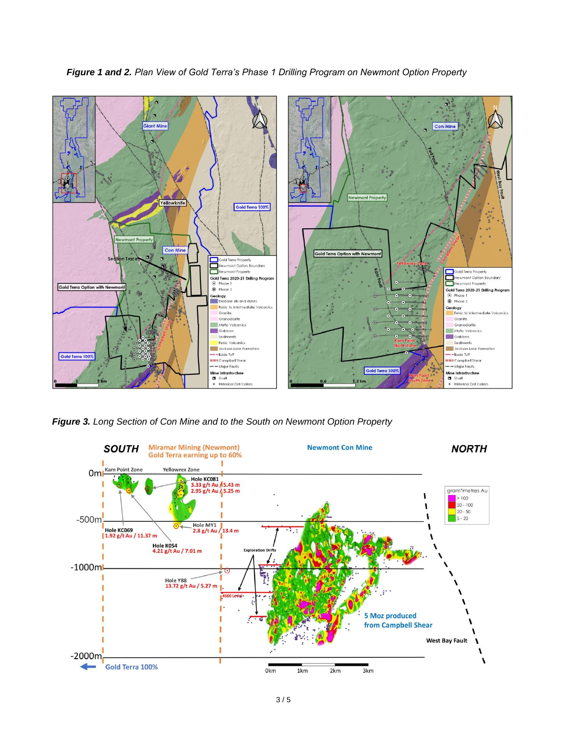***Figure 1 and 2.*** *Plan View of Gold Terra's Phase 1 Drilling Program on Newmont Option Property*

***Figure 3.*** *Long Section of Con Mine and to the South on Newmont Option Property*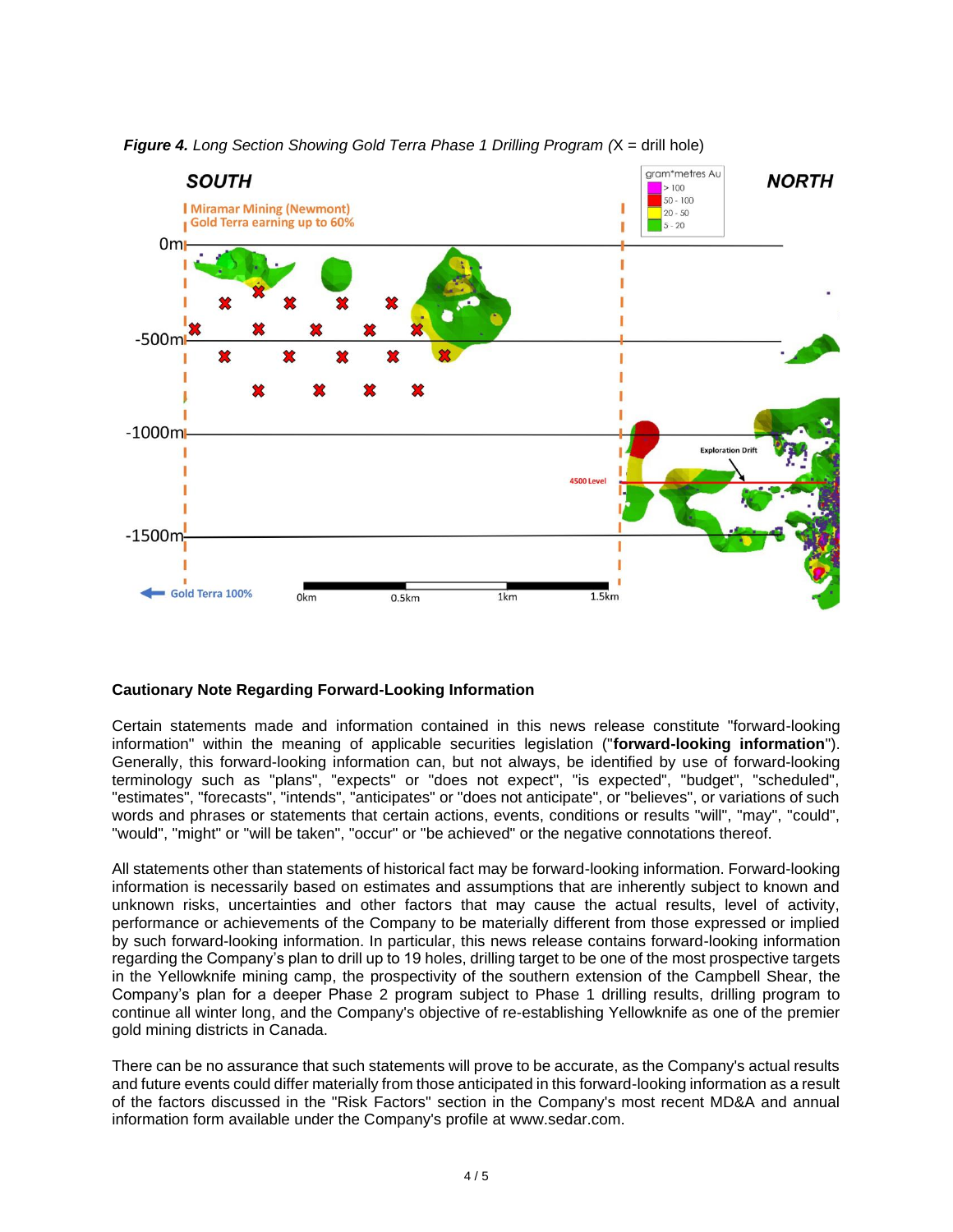***Figure 4.*** *Long Section Showing Gold Terra Phase 1 Drilling Program (*X = drill hole)

**Cautionary Note Regarding Forward-Looking Information**

Certain statements made and information contained in this news release constitute "forward-looking information" within the meaning of applicable securities legislation ("**forward-looking information**"). Generally, this forward-looking information can, but not always, be identified by use of forward-looking terminology such as "plans", "expects" or "does not expect", "is expected", "budget", "scheduled", "estimates", "forecasts", "intends", "anticipates" or "does not anticipate", or "believes", or variations of such words and phrases or statements that certain actions, events, conditions or results "will", "may", "could", "would", "might" or "will be taken", "occur" or "be achieved" or the negative connotations thereof.

All statements other than statements of historical fact may be forward-looking information. Forward-looking information is necessarily based on estimates and assumptions that are inherently subject to known and unknown risks, uncertainties and other factors that may cause the actual results, level of activity, performance or achievements of the Company to be materially different from those expressed or implied by such forward-looking information. In particular, this news release contains forward-looking information regarding the Company's plan to drill up to 19 holes, drilling target to be one of the most prospective targets in the Yellowknife mining camp, the prospectivity of the southern extension of the Campbell Shear, the Company's plan for a deeper Phase 2 program subject to Phase 1 drilling results, drilling program to continue all winter long, and the Company's objective of re-establishing Yellowknife as one of the premier gold mining districts in Canada.

There can be no assurance that such statements will prove to be accurate, as the Company's actual results and future events could differ materially from those anticipated in this forward-looking information as a result of the factors discussed in the "Risk Factors" section in the Company's most recent MD&A and annual information form available under the Company's profile at www.sedar.com.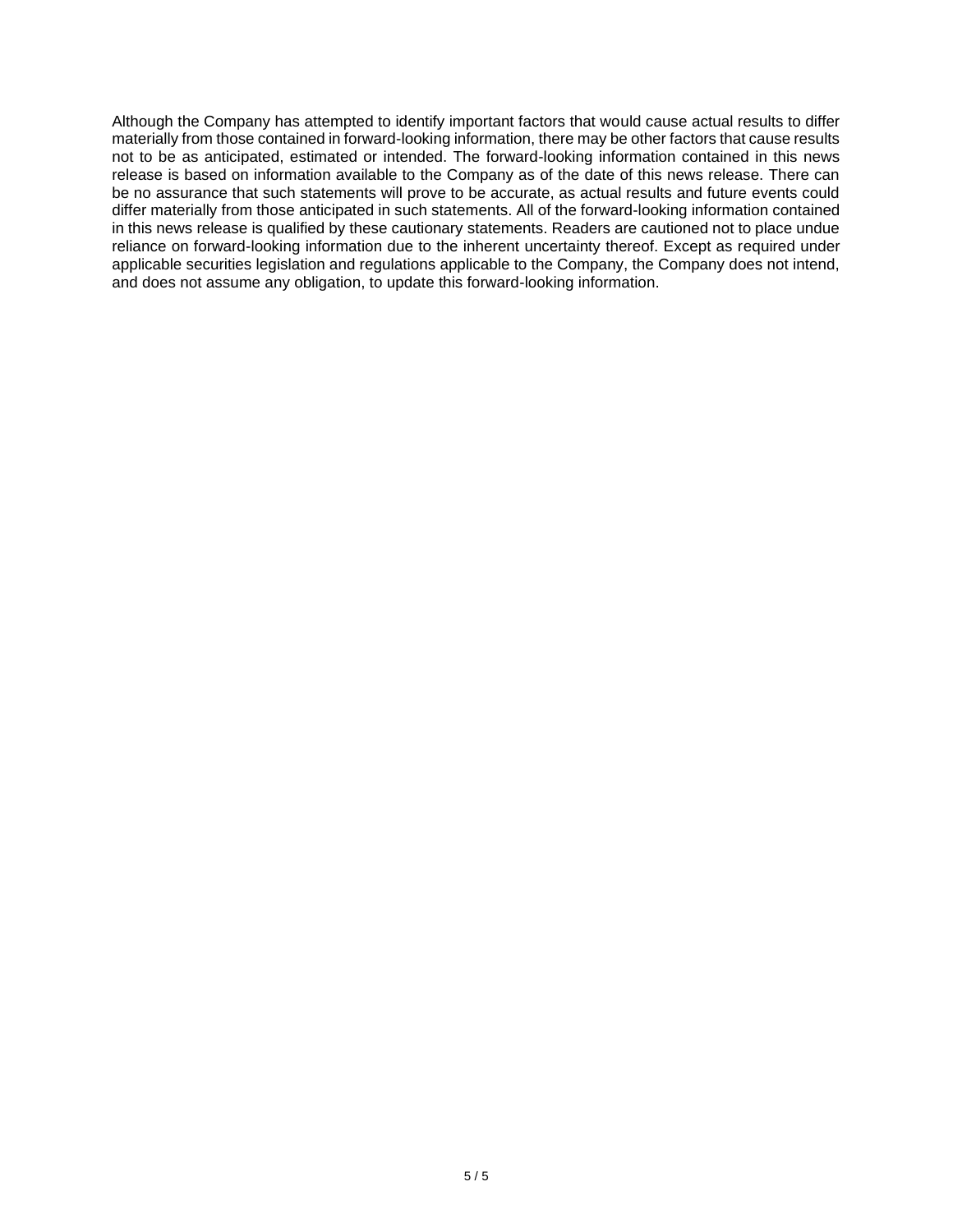Although the Company has attempted to identify important factors that would cause actual results to differ materially from those contained in forward-looking information, there may be other factors that cause results not to be as anticipated, estimated or intended. The forward-looking information contained in this news release is based on information available to the Company as of the date of this news release. There can be no assurance that such statements will prove to be accurate, as actual results and future events could differ materially from those anticipated in such statements. All of the forward-looking information contained in this news release is qualified by these cautionary statements. Readers are cautioned not to place undue reliance on forward-looking information due to the inherent uncertainty thereof. Except as required under applicable securities legislation and regulations applicable to the Company, the Company does not intend, and does not assume any obligation, to update this forward-looking information.